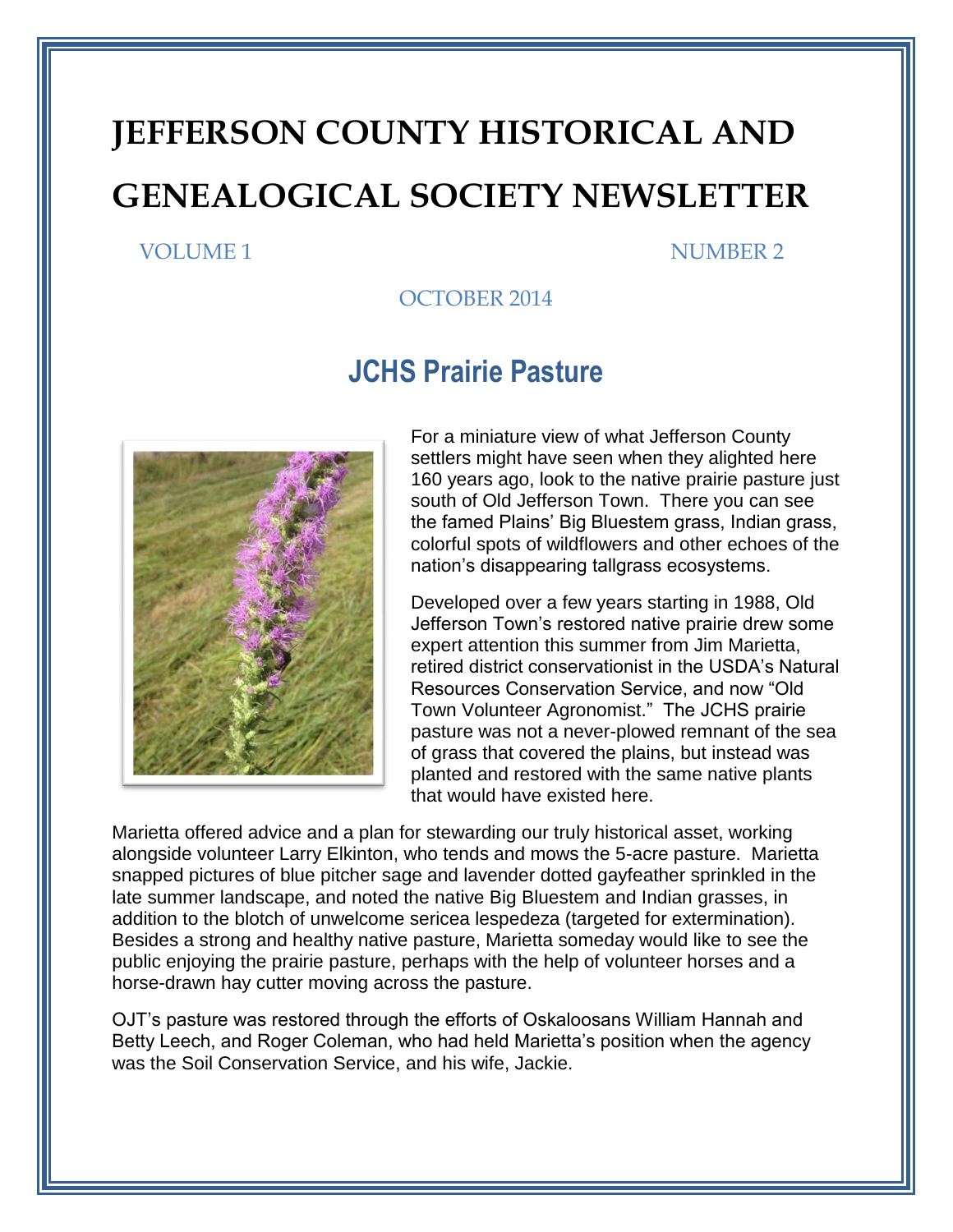# JEFFERSON COUNTY HISTORICAL AND GENEALOGICAL SOCIETY NEWSLETTER

VOLUME 1 NUMBER 2

OCTOBER 2014

## JCHS Prairie Pasture

For a miniature view of what Jefferson County settlers might have seen when they alighted here 160 years ago, look to the native prairie pasture just south of Old Jefferson Town. There you can see the famed Plains' Big Bluestem grass, Indian grass, colorful spots of wildflowers and other echoes of the nation's disappearing tallgrass ecosystems.

Developed over a few years starting in 1988, Old Jefferson Town's restored native prairie drew some expert attention this summer from Jim Marietta, retired district conservationist in the USDA's Natural Resources Conservation Service, and now "Old Town Volunteer Agronomist." The JCHS prairie pasture was not a never-plowed remnant of the sea of grass that covered the plains, but instead was planted and restored with the same native plants that would have existed here.

Marietta offered advice and a plan for stewarding our truly historical asset, working alongside volunteer Larry Elkinton, who tends and mows the 5-acre pasture. Marietta snapped pictures of blue pitcher sage and lavender dotted gayfeather sprinkled in the late summer landscape, and noted the native Big Bluestem and Indian grasses, in addition to the blotch of unwelcome sericea lespedeza (targeted for extermination). Besides a strong and healthy native pasture, Marietta someday would like to see the public enjoying the prairie pasture, perhaps with the help of volunteer horses and a horse-drawn hay cutter moving across the pasture.

OJT's pasture was restored through the efforts of Oskaloosans William Hannah and Betty Leech, and Roger Coleman, who had held Marietta's position when the agency was the Soil Conservation Service, and his wife, Jackie.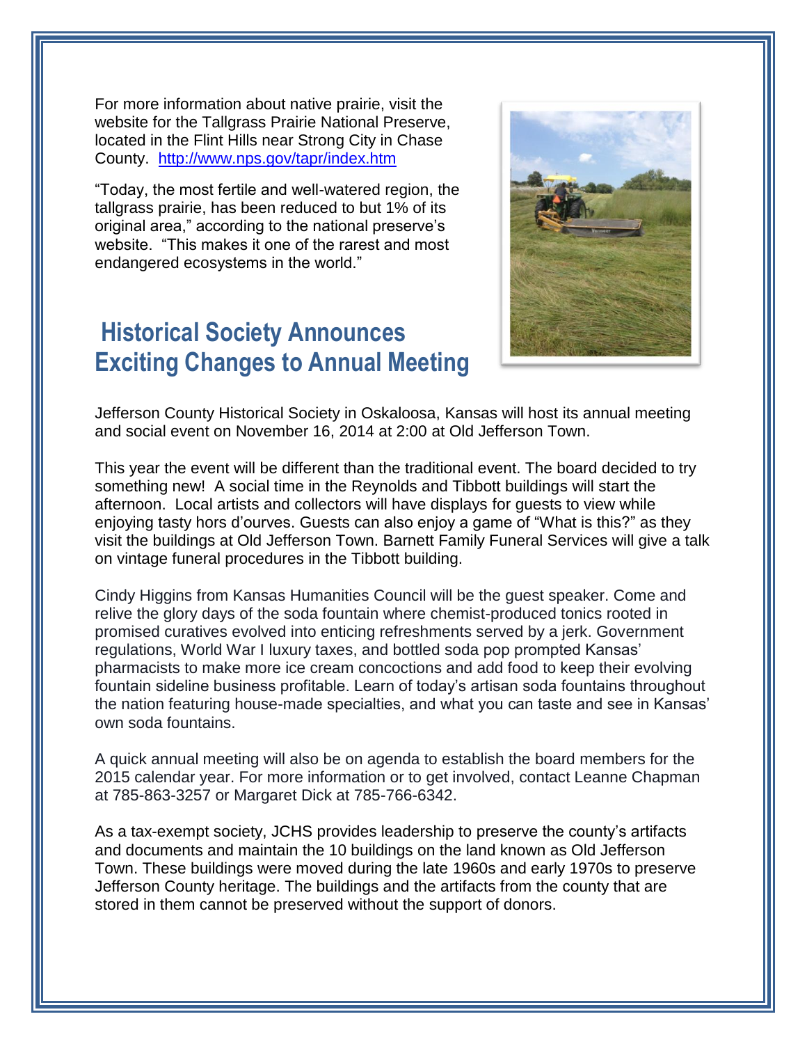For more information about native prairie, visit the website for the Tallgrass Prairie National Preserve, located in the Flint Hills near Strong City in Chase County. http://www.nps.gov/tapr/index.htm

"Today, the most fertile and well-watered region, the tallgrass prairie, has been reduced to but 1% of its original area," according to the national preserve's website. "This makes it one of the rarest and most endangered ecosystems in the world."

## Historical Society Announces Exciting Changes to Annual Meeting

Jefferson County Historical Society in Oskaloosa, Kansas will host its annual meeting and social event on November 16, 2014 at 2:00 at Old Jefferson Town.

This year the event will be different than the traditional event. The board decided to try something new! A social time in the Reynolds and Tibbott buildings will start the afternoon. Local artists and collectors will have displays for guests to view while enjoying tasty hors d'ourves. Guests can also enjoy a game of "What is this?" as they visit the buildings at Old Jefferson Town. Barnett Family Funeral Services will give a talk on vintage funeral procedures in the Tibbott building.

Cindy Higgins from Kansas Humanities Council will be the guest speaker. Come and relive the glory days of the soda fountain where chemist-produced tonics rooted in promised curatives evolved into enticing refreshments served by a jerk. Government regulations, World War I luxury taxes, and bottled soda pop prompted Kansas' pharmacists to make more ice cream concoctions and add food to keep their evolving fountain sideline business profitable. Learn of today's artisan soda fountains throughout the nation featuring house-made specialties, and what you can taste and see in Kansas' own soda fountains.

A quick annual meeting will also be on agenda to establish the board members for the 2015 calendar year. For more information or to get involved, contact Leanne Chapman at 785-863-3257 or Margaret Dick at 785-766-6342.

As a tax-exempt society, JCHS provides leadership to preserve the county's artifacts and documents and maintain the 10 buildings on the land known as Old Jefferson Town. These buildings were moved during the late 1960s and early 1970s to preserve Jefferson County heritage. The buildings and the artifacts from the county that are stored in them cannot be preserved without the support of donors.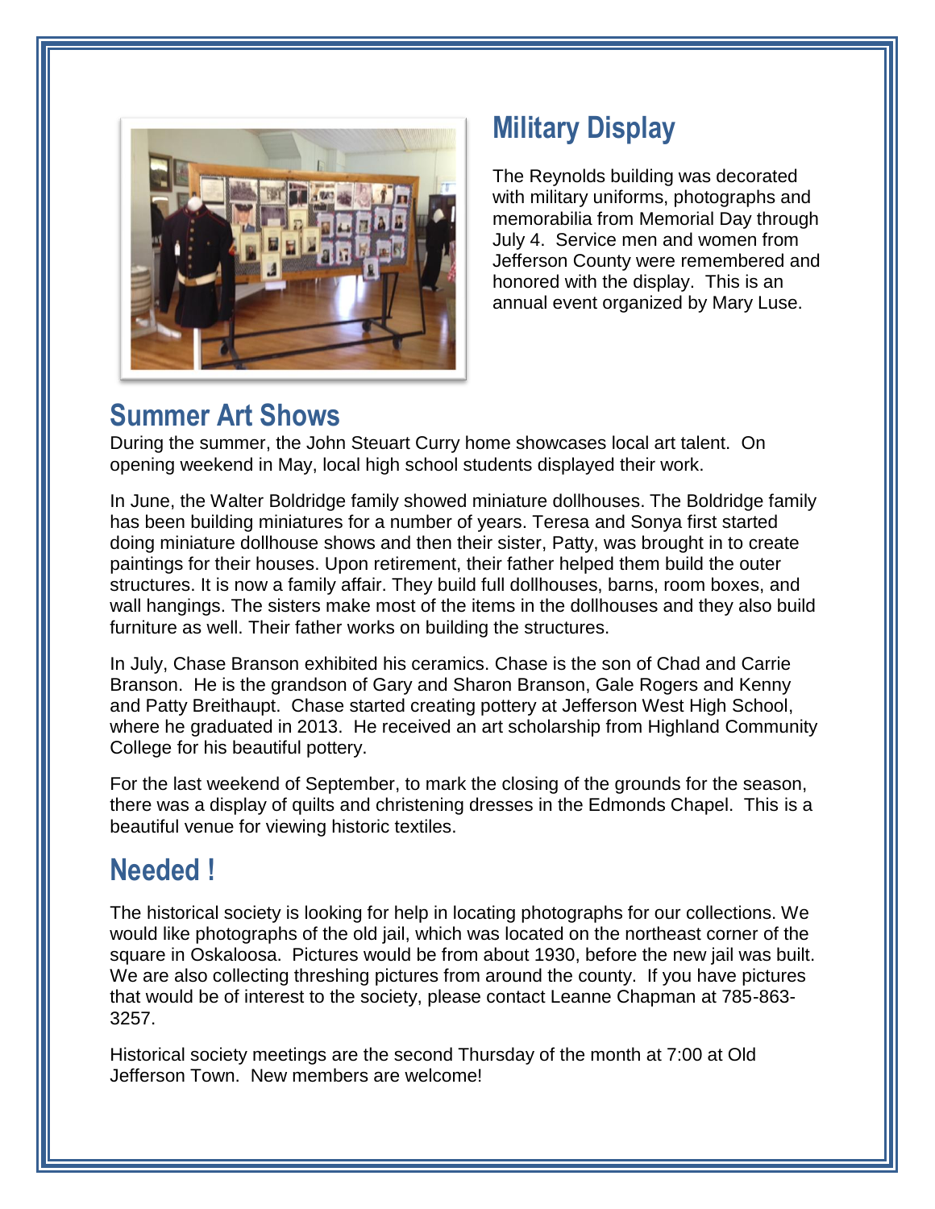## Military Display

The Reynolds building was decorated with military uniforms, photographs and memorabilia from Memorial Day through July 4. Service men and women from Jefferson County were remembered and honored with the display. This is an annual event organized by Mary Luse.

## Summer Art Shows

During the summer, the John Steuart Curry home showcases local art talent. On opening weekend in May, local high school students displayed their work.

In June, the Walter Boldridge family showed miniature dollhouses. The Boldridge family has been building miniatures for a number of years. Teresa and Sonya first started doing miniature dollhouse shows and then their sister, Patty, was brought in to create paintings for their houses. Upon retirement, their father helped them build the outer structures. It is now a family affair. They build full dollhouses, barns, room boxes, and wall hangings. The sisters make most of the items in the dollhouses and they also build furniture as well. Their father works on building the structures.

In July, Chase Branson exhibited his ceramics. Chase is the son of Chad and Carrie Branson. He is the grandson of Gary and Sharon Branson, Gale Rogers and Kenny and Patty Breithaupt. Chase started creating pottery at Jefferson West High School, where he graduated in 2013. He received an art scholarship from Highland Community College for his beautiful pottery.

For the last weekend of September, to mark the closing of the grounds for the season, there was a display of quilts and christening dresses in the Edmonds Chapel. This is a beautiful venue for viewing historic textiles.

## Needed !

The historical society is looking for help in locating photographs for our collections. We would like photographs of the old jail, which was located on the northeast corner of the square in Oskaloosa. Pictures would be from about 1930, before the new jail was built. We are also collecting threshing pictures from around the county. If you have pictures that would be of interest to the society, please contact Leanne Chapman at 785-863-3257.

Historical society meetings are the second Thursday of the month at 7:00 at Old Jefferson Town. New members are welcome!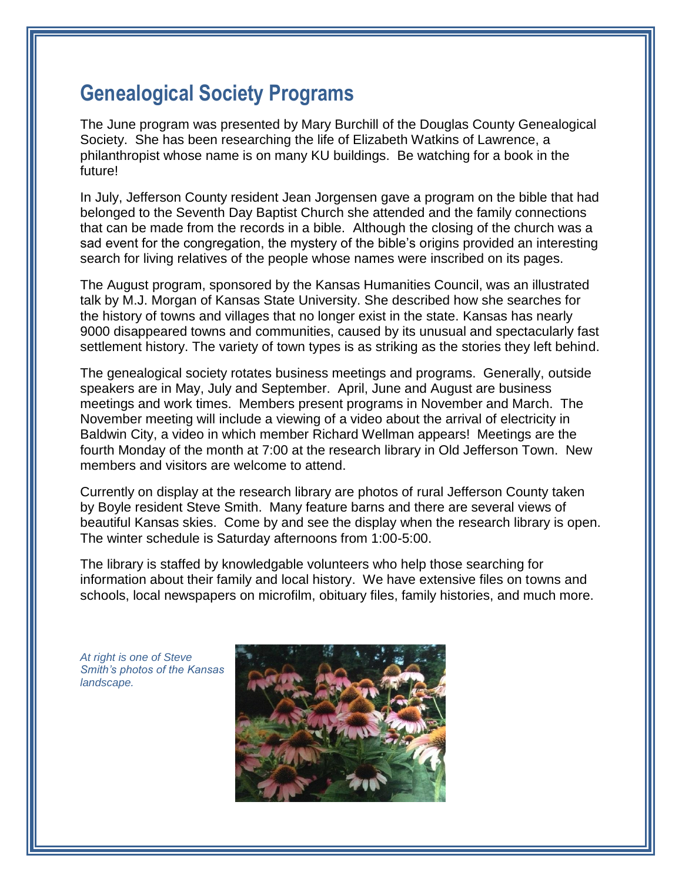## Genealogical Society Programs

The June program was presented by Mary Burchill of the Douglas County Genealogical Society. She has been researching the life of Elizabeth Watkins of Lawrence, a philanthropist whose name is on many KU buildings. Be watching for a book in the future!

In July, Jefferson County resident Jean Jorgensen gave a program on the bible that had belonged to the Seventh Day Baptist Church she attended and the family connections that can be made from the records in a bible. Although the closing of the church was a sad event for the congregation, the mystery of the bible's origins provided an interesting search for living relatives of the people whose names were inscribed on its pages.

The August program, sponsored by the Kansas Humanities Council, was an illustrated talk by M.J. Morgan of Kansas State University. She described how she searches for the history of towns and villages that no longer exist in the state. Kansas has nearly 9000 disappeared towns and communities, caused by its unusual and spectacularly fast settlement history. The variety of town types is as striking as the stories they left behind.

The genealogical society rotates business meetings and programs. Generally, outside speakers are in May, July and September. April, June and August are business meetings and work times. Members present programs in November and March. The November meeting will include a viewing of a video about the arrival of electricity in Baldwin City, a video in which member Richard Wellman appears! Meetings are the fourth Monday of the month at 7:00 at the research library in Old Jefferson Town. New members and visitors are welcome to attend.

Currently on display at the research library are photos of rural Jefferson County taken by Boyle resident Steve Smith. Many feature barns and there are several views of beautiful Kansas skies. Come by and see the display when the research library is open. The winter schedule is Saturday afternoons from 1:00-5:00.

The library is staffed by knowledgable volunteers who help those searching for information about their family and local history. We have extensive files on towns and schools, local newspapers on microfilm, obituary files, family histories, and much more.

*At right is one of Steve Smith's photos of the Kansas landscape.*